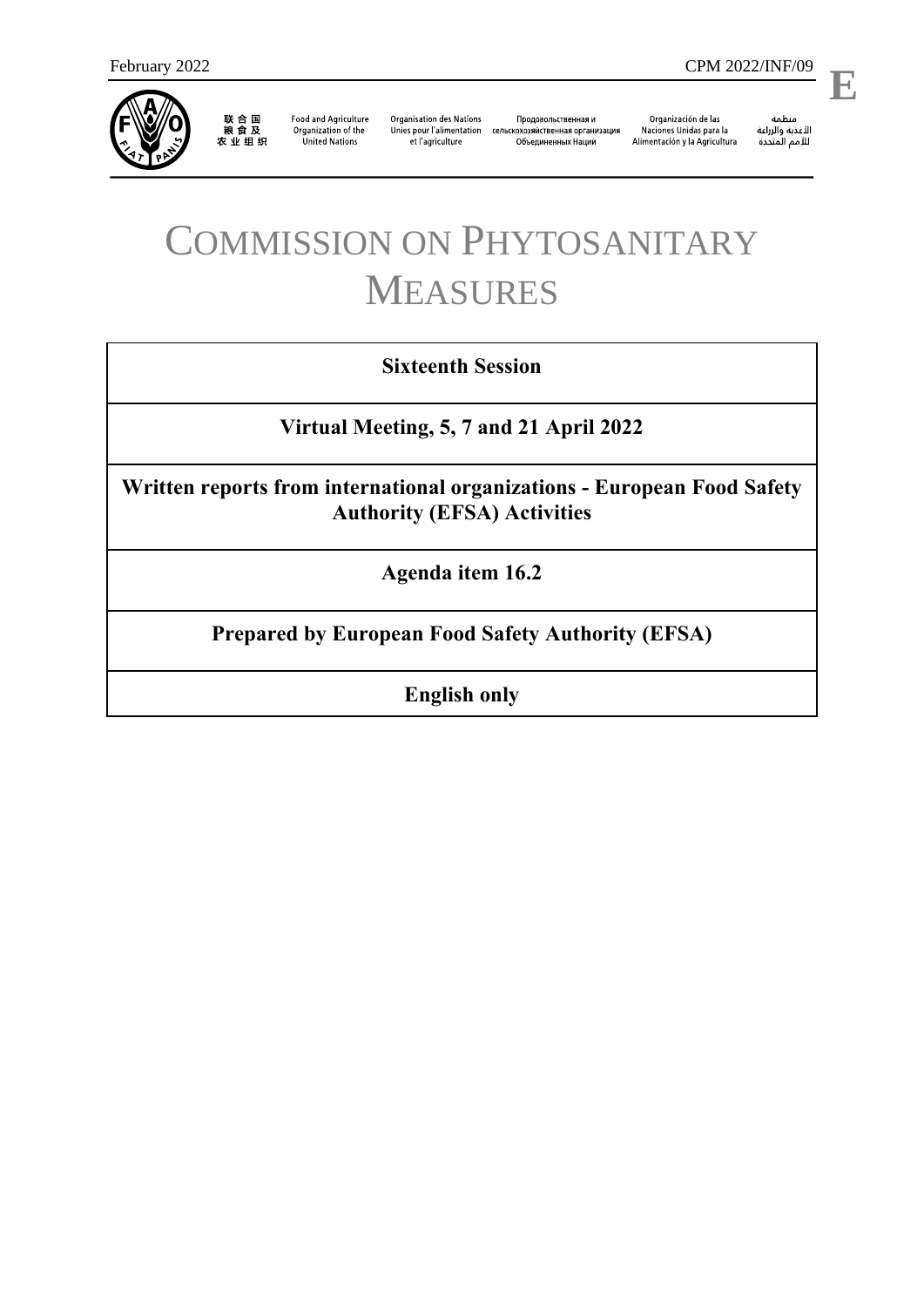February 2022 CPM 2022/INF/09

**E**

联合国粮食及农业组织 | Food and Agriculture Organization of the United Nations | Organisation des Nations Unies pour l'alimentation et l'agriculture | Продовольственная и сельскохозяйственная организация Объединенных Наций | Organización de las Naciones Unidas para la Alimentación y la Agricultura | منظمة الأغذية والزراعة للأمم المتحدة

# COMMISSION ON PHYTOSANITARY MEASURES

| **Sixteenth Session** |
|---|
| **Virtual Meeting, 5, 7 and 21 April 2022** |
| **Written reports from international organizations - European Food Safety Authority (EFSA) Activities** |
| **Agenda item 16.2** |
| **Prepared by European Food Safety Authority (EFSA)** |
| **English only** |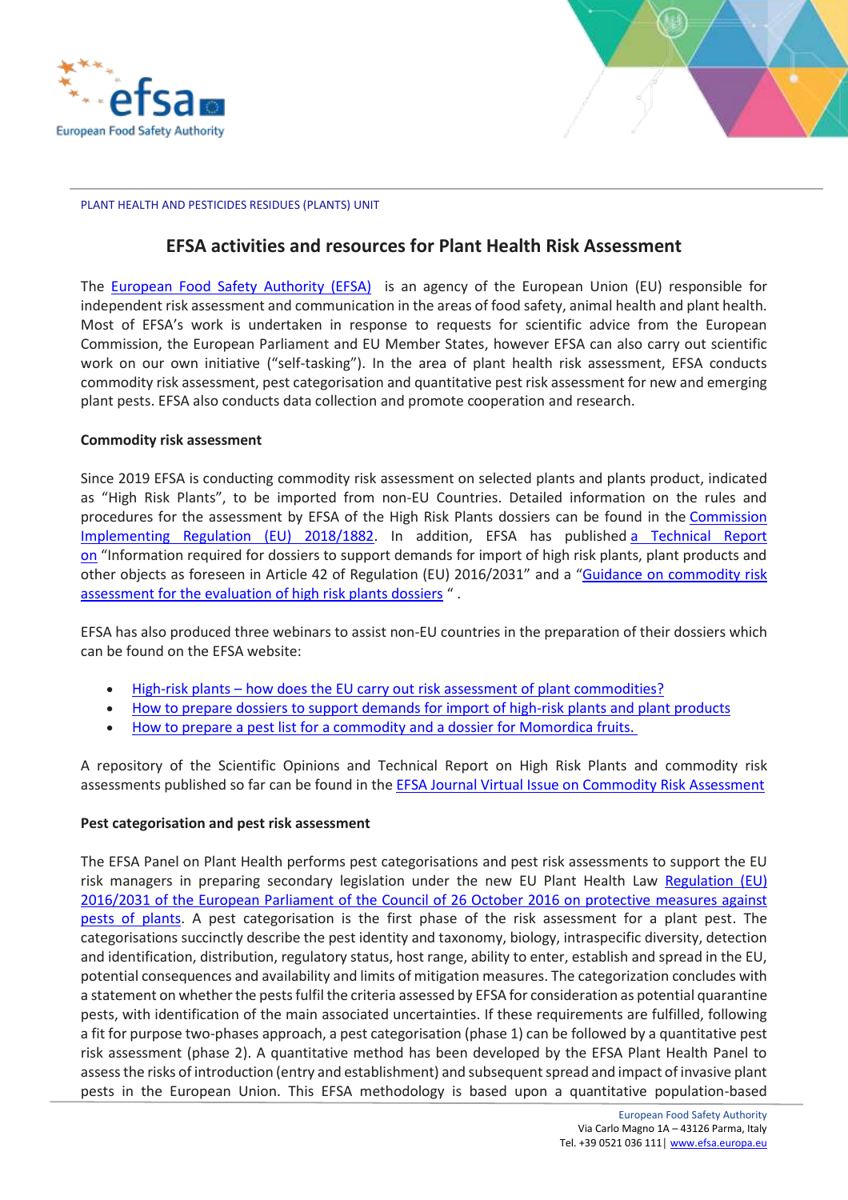PLANT HEALTH AND PESTICIDES RESIDUES (PLANTS) UNIT

# EFSA activities and resources for Plant Health Risk Assessment

The European Food Safety Authority (EFSA) is an agency of the European Union (EU) responsible for independent risk assessment and communication in the areas of food safety, animal health and plant health. Most of EFSA's work is undertaken in response to requests for scientific advice from the European Commission, the European Parliament and EU Member States, however EFSA can also carry out scientific work on our own initiative ("self-tasking"). In the area of plant health risk assessment, EFSA conducts commodity risk assessment, pest categorisation and quantitative pest risk assessment for new and emerging plant pests. EFSA also conducts data collection and promote cooperation and research.

**Commodity risk assessment**

Since 2019 EFSA is conducting commodity risk assessment on selected plants and plants product, indicated as "High Risk Plants", to be imported from non-EU Countries. Detailed information on the rules and procedures for the assessment by EFSA of the High Risk Plants dossiers can be found in the Commission Implementing Regulation (EU) 2018/1882. In addition, EFSA has published a Technical Report on "Information required for dossiers to support demands for import of high risk plants, plant products and other objects as foreseen in Article 42 of Regulation (EU) 2016/2031" and a "Guidance on commodity risk assessment for the evaluation of high risk plants dossiers" .

EFSA has also produced three webinars to assist non-EU countries in the preparation of their dossiers which can be found on the EFSA website:

- High-risk plants – how does the EU carry out risk assessment of plant commodities?
- How to prepare dossiers to support demands for import of high-risk plants and plant products
- How to prepare a pest list for a commodity and a dossier for Momordica fruits.

A repository of the Scientific Opinions and Technical Report on High Risk Plants and commodity risk assessments published so far can be found in the EFSA Journal Virtual Issue on Commodity Risk Assessment

**Pest categorisation and pest risk assessment**

The EFSA Panel on Plant Health performs pest categorisations and pest risk assessments to support the EU risk managers in preparing secondary legislation under the new EU Plant Health Law Regulation (EU) 2016/2031 of the European Parliament of the Council of 26 October 2016 on protective measures against pests of plants. A pest categorisation is the first phase of the risk assessment for a plant pest. The categorisations succinctly describe the pest identity and taxonomy, biology, intraspecific diversity, detection and identification, distribution, regulatory status, host range, ability to enter, establish and spread in the EU, potential consequences and availability and limits of mitigation measures. The categorization concludes with a statement on whether the pests fulfil the criteria assessed by EFSA for consideration as potential quarantine pests, with identification of the main associated uncertainties. If these requirements are fulfilled, following a fit for purpose two-phases approach, a pest categorisation (phase 1) can be followed by a quantitative pest risk assessment (phase 2). A quantitative method has been developed by the EFSA Plant Health Panel to assess the risks of introduction (entry and establishment) and subsequent spread and impact of invasive plant pests in the European Union. This EFSA methodology is based upon a quantitative population-based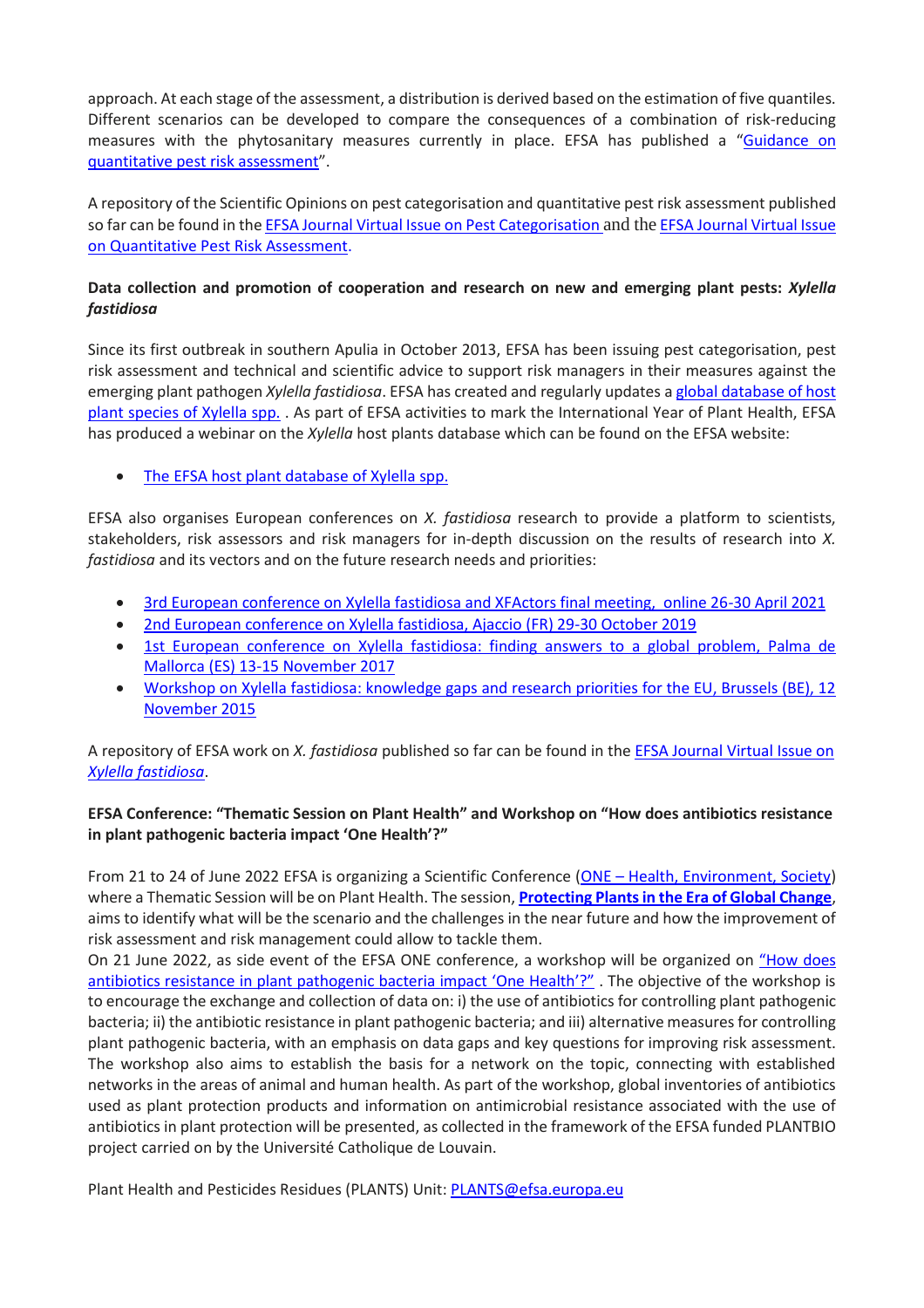approach. At each stage of the assessment, a distribution is derived based on the estimation of five quantiles. Different scenarios can be developed to compare the consequences of a combination of risk-reducing measures with the phytosanitary measures currently in place. EFSA has published a "Guidance on quantitative pest risk assessment".

A repository of the Scientific Opinions on pest categorisation and quantitative pest risk assessment published so far can be found in the EFSA Journal Virtual Issue on Pest Categorisation and the EFSA Journal Virtual Issue on Quantitative Pest Risk Assessment.

**Data collection and promotion of cooperation and research on new and emerging plant pests: *Xylella fastidiosa***

Since its first outbreak in southern Apulia in October 2013, EFSA has been issuing pest categorisation, pest risk assessment and technical and scientific advice to support risk managers in their measures against the emerging plant pathogen *Xylella fastidiosa*. EFSA has created and regularly updates a global database of host plant species of Xylella spp. . As part of EFSA activities to mark the International Year of Plant Health, EFSA has produced a webinar on the *Xylella* host plants database which can be found on the EFSA website:

- The EFSA host plant database of Xylella spp.

EFSA also organises European conferences on *X. fastidiosa* research to provide a platform to scientists, stakeholders, risk assessors and risk managers for in-depth discussion on the results of research into *X. fastidiosa* and its vectors and on the future research needs and priorities:

- 3rd European conference on Xylella fastidiosa and XFActors final meeting, online 26-30 April 2021
- 2nd European conference on Xylella fastidiosa, Ajaccio (FR) 29-30 October 2019
- 1st European conference on Xylella fastidiosa: finding answers to a global problem, Palma de Mallorca (ES) 13-15 November 2017
- Workshop on Xylella fastidiosa: knowledge gaps and research priorities for the EU, Brussels (BE), 12 November 2015

A repository of EFSA work on *X. fastidiosa* published so far can be found in the EFSA Journal Virtual Issue on *Xylella fastidiosa*.

**EFSA Conference: "Thematic Session on Plant Health" and Workshop on "How does antibiotics resistance in plant pathogenic bacteria impact 'One Health'?"**

From 21 to 24 of June 2022 EFSA is organizing a Scientific Conference (ONE – Health, Environment, Society) where a Thematic Session will be on Plant Health. The session, **Protecting Plants in the Era of Global Change**, aims to identify what will be the scenario and the challenges in the near future and how the improvement of risk assessment and risk management could allow to tackle them.

On 21 June 2022, as side event of the EFSA ONE conference, a workshop will be organized on "How does antibiotics resistance in plant pathogenic bacteria impact 'One Health'?" . The objective of the workshop is to encourage the exchange and collection of data on: i) the use of antibiotics for controlling plant pathogenic bacteria; ii) the antibiotic resistance in plant pathogenic bacteria; and iii) alternative measures for controlling plant pathogenic bacteria, with an emphasis on data gaps and key questions for improving risk assessment. The workshop also aims to establish the basis for a network on the topic, connecting with established networks in the areas of animal and human health. As part of the workshop, global inventories of antibiotics used as plant protection products and information on antimicrobial resistance associated with the use of antibiotics in plant protection will be presented, as collected in the framework of the EFSA funded PLANTBIO project carried on by the Université Catholique de Louvain.

Plant Health and Pesticides Residues (PLANTS) Unit: PLANTS@efsa.europa.eu